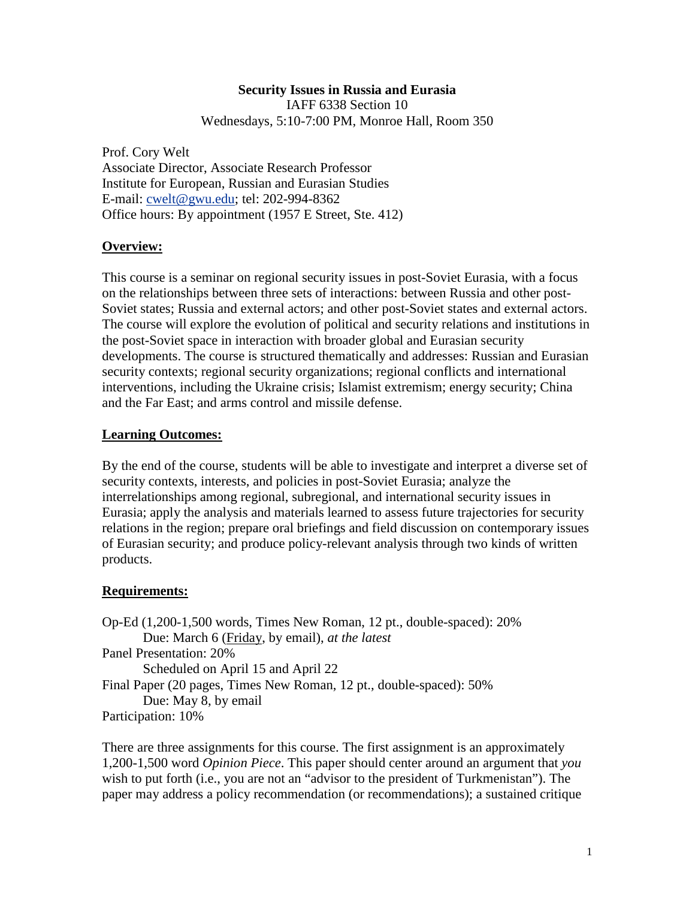**Security Issues in Russia and Eurasia**
IAFF 6338 Section 10
Wednesdays, 5:10-7:00 PM, Monroe Hall, Room 350

Prof. Cory Welt
Associate Director, Associate Research Professor
Institute for European, Russian and Eurasian Studies
E-mail: cwelt@gwu.edu; tel: 202-994-8362
Office hours: By appointment (1957 E Street, Ste. 412)

## Overview:

This course is a seminar on regional security issues in post-Soviet Eurasia, with a focus on the relationships between three sets of interactions: between Russia and other post-Soviet states; Russia and external actors; and other post-Soviet states and external actors. The course will explore the evolution of political and security relations and institutions in the post-Soviet space in interaction with broader global and Eurasian security developments. The course is structured thematically and addresses: Russian and Eurasian security contexts; regional security organizations; regional conflicts and international interventions, including the Ukraine crisis; Islamist extremism; energy security; China and the Far East; and arms control and missile defense.

## Learning Outcomes:

By the end of the course, students will be able to investigate and interpret a diverse set of security contexts, interests, and policies in post-Soviet Eurasia; analyze the interrelationships among regional, subregional, and international security issues in Eurasia; apply the analysis and materials learned to assess future trajectories for security relations in the region; prepare oral briefings and field discussion on contemporary issues of Eurasian security; and produce policy-relevant analysis through two kinds of written products.

## Requirements:

Op-Ed (1,200-1,500 words, Times New Roman, 12 pt., double-spaced): 20%
  Due: March 6 (Friday, by email), *at the latest*
Panel Presentation: 20%
  Scheduled on April 15 and April 22
Final Paper (20 pages, Times New Roman, 12 pt., double-spaced): 50%
  Due: May 8, by email
Participation: 10%

There are three assignments for this course. The first assignment is an approximately 1,200-1,500 word *Opinion Piece*. This paper should center around an argument that *you* wish to put forth (i.e., you are not an "advisor to the president of Turkmenistan"). The paper may address a policy recommendation (or recommendations); a sustained critique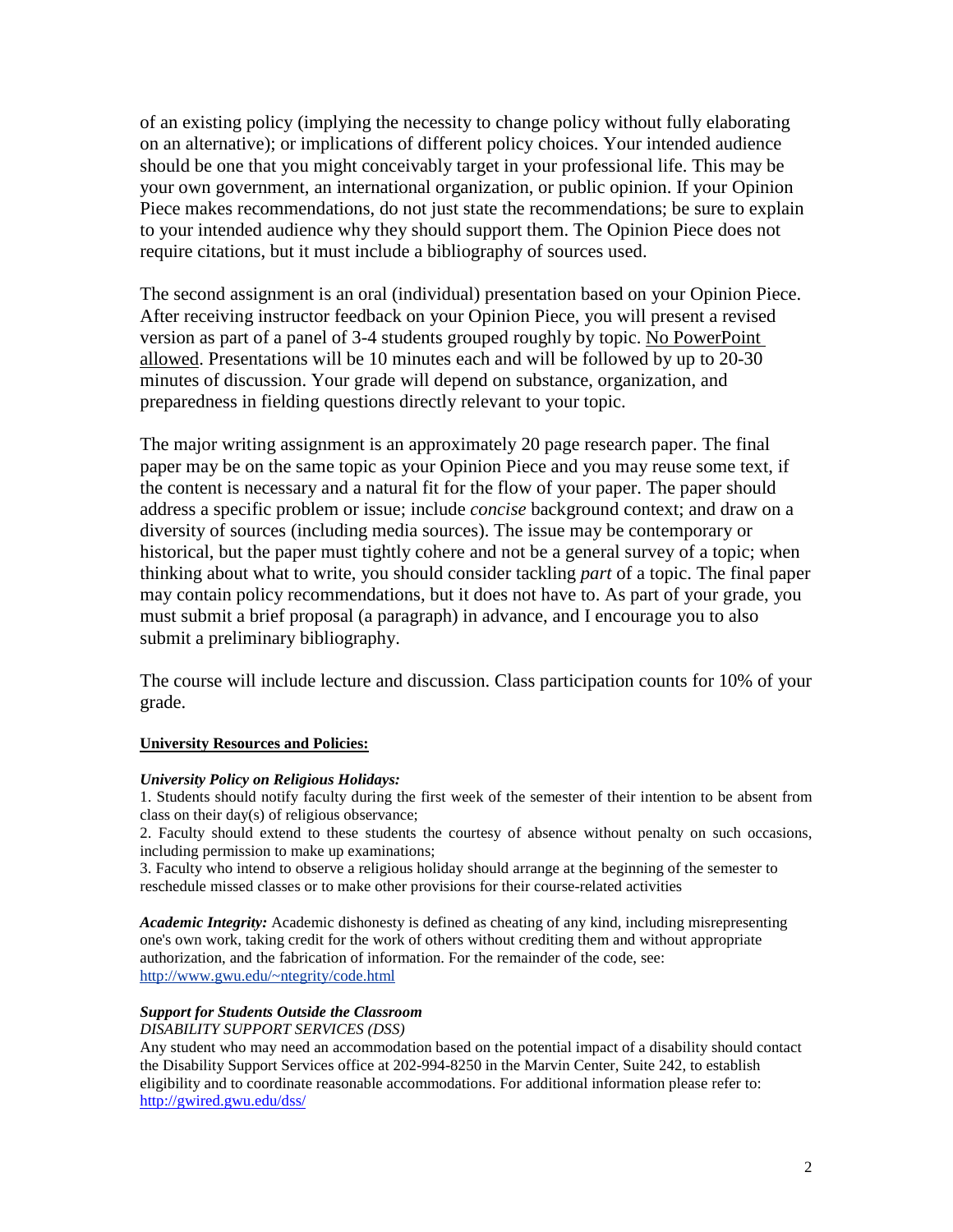of an existing policy (implying the necessity to change policy without fully elaborating on an alternative); or implications of different policy choices. Your intended audience should be one that you might conceivably target in your professional life. This may be your own government, an international organization, or public opinion. If your Opinion Piece makes recommendations, do not just state the recommendations; be sure to explain to your intended audience why they should support them. The Opinion Piece does not require citations, but it must include a bibliography of sources used.

The second assignment is an oral (individual) presentation based on your Opinion Piece. After receiving instructor feedback on your Opinion Piece, you will present a revised version as part of a panel of 3-4 students grouped roughly by topic. <u>No PowerPoint allowed</u>. Presentations will be 10 minutes each and will be followed by up to 20-30 minutes of discussion. Your grade will depend on substance, organization, and preparedness in fielding questions directly relevant to your topic.

The major writing assignment is an approximately 20 page research paper. The final paper may be on the same topic as your Opinion Piece and you may reuse some text, if the content is necessary and a natural fit for the flow of your paper. The paper should address a specific problem or issue; include *concise* background context; and draw on a diversity of sources (including media sources). The issue may be contemporary or historical, but the paper must tightly cohere and not be a general survey of a topic; when thinking about what to write, you should consider tackling *part* of a topic. The final paper may contain policy recommendations, but it does not have to. As part of your grade, you must submit a brief proposal (a paragraph) in advance, and I encourage you to also submit a preliminary bibliography.

The course will include lecture and discussion. Class participation counts for 10% of your grade.

**<u>University Resources and Policies:</u>**

***University Policy on Religious Holidays:***

1. Students should notify faculty during the first week of the semester of their intention to be absent from class on their day(s) of religious observance;
2. Faculty should extend to these students the courtesy of absence without penalty on such occasions, including permission to make up examinations;
3. Faculty who intend to observe a religious holiday should arrange at the beginning of the semester to reschedule missed classes or to make other provisions for their course-related activities

***Academic Integrity:*** Academic dishonesty is defined as cheating of any kind, including misrepresenting one's own work, taking credit for the work of others without crediting them and without appropriate authorization, and the fabrication of information. For the remainder of the code, see: http://www.gwu.edu/~ntegrity/code.html

***Support for Students Outside the Classroom***

*DISABILITY SUPPORT SERVICES (DSS)*

Any student who may need an accommodation based on the potential impact of a disability should contact the Disability Support Services office at 202-994-8250 in the Marvin Center, Suite 242, to establish eligibility and to coordinate reasonable accommodations. For additional information please refer to: http://gwired.gwu.edu/dss/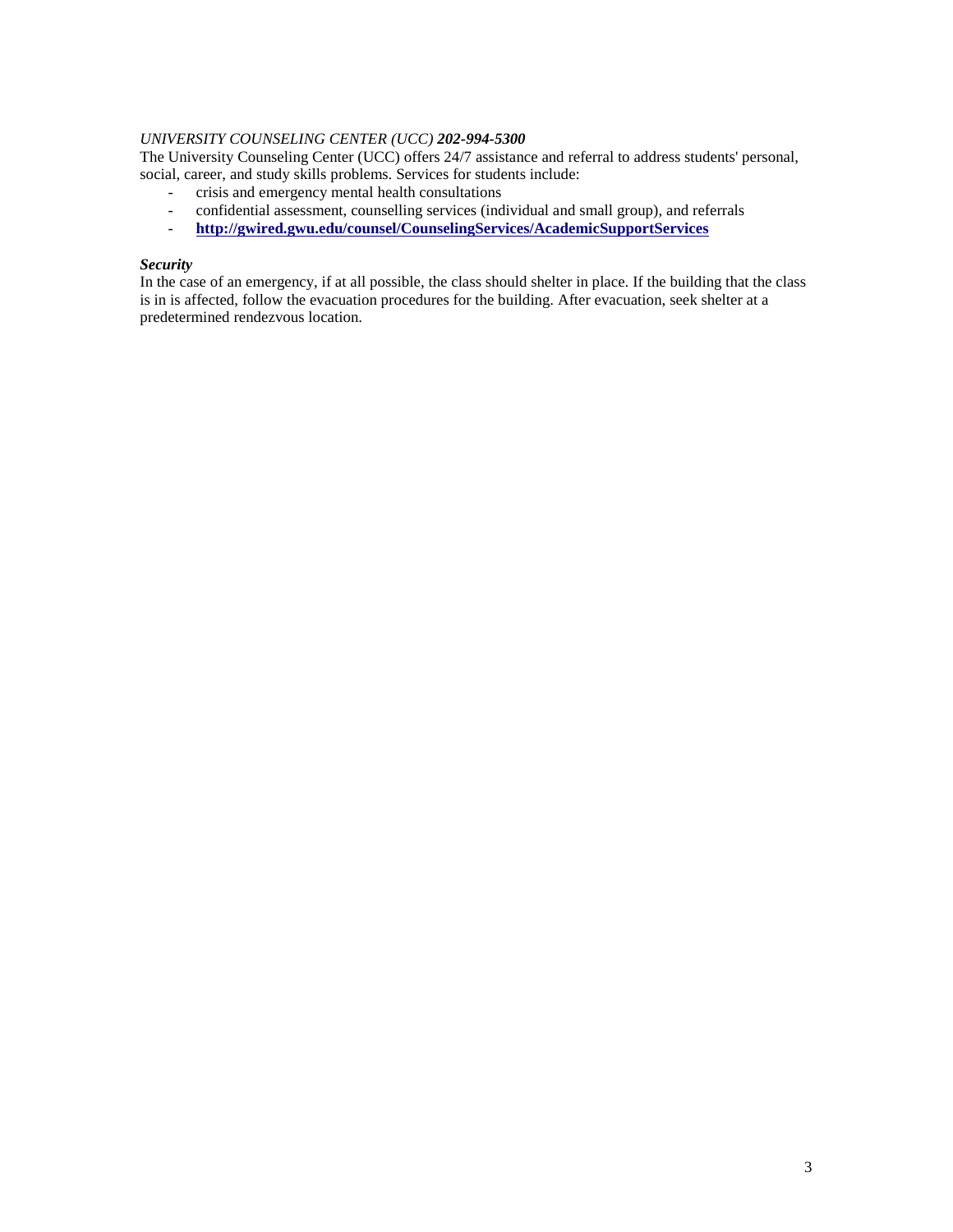*UNIVERSITY COUNSELING CENTER (UCC)* ***202-994-5300***

The University Counseling Center (UCC) offers 24/7 assistance and referral to address students' personal, social, career, and study skills problems. Services for students include:

- crisis and emergency mental health consultations
- confidential assessment, counselling services (individual and small group), and referrals
- **http://gwired.gwu.edu/counsel/CounselingServices/AcademicSupportServices**

***Security***

In the case of an emergency, if at all possible, the class should shelter in place. If the building that the class is in is affected, follow the evacuation procedures for the building. After evacuation, seek shelter at a predetermined rendezvous location.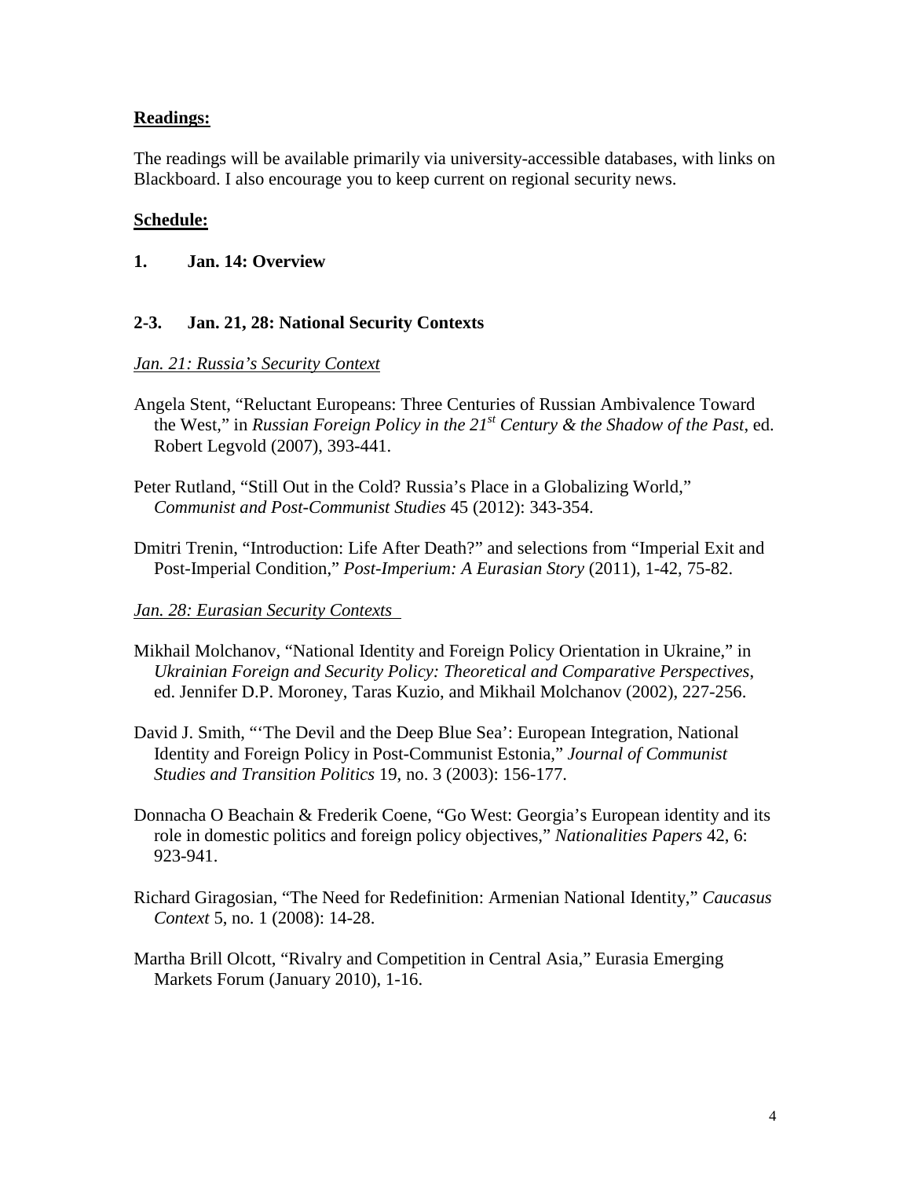**Readings:**

The readings will be available primarily via university-accessible databases, with links on Blackboard. I also encourage you to keep current on regional security news.

**Schedule:**

**1. Jan. 14: Overview**

**2-3. Jan. 21, 28: National Security Contexts**

*Jan. 21: Russia's Security Context*

Angela Stent, "Reluctant Europeans: Three Centuries of Russian Ambivalence Toward the West," in *Russian Foreign Policy in the 21st Century & the Shadow of the Past*, ed. Robert Legvold (2007), 393-441.

Peter Rutland, "Still Out in the Cold? Russia's Place in a Globalizing World," *Communist and Post-Communist Studies* 45 (2012): 343-354.

Dmitri Trenin, "Introduction: Life After Death?" and selections from "Imperial Exit and Post-Imperial Condition," *Post-Imperium: A Eurasian Story* (2011), 1-42, 75-82.

*Jan. 28: Eurasian Security Contexts*

Mikhail Molchanov, "National Identity and Foreign Policy Orientation in Ukraine," in *Ukrainian Foreign and Security Policy: Theoretical and Comparative Perspectives*, ed. Jennifer D.P. Moroney, Taras Kuzio, and Mikhail Molchanov (2002), 227-256.

David J. Smith, "'The Devil and the Deep Blue Sea': European Integration, National Identity and Foreign Policy in Post-Communist Estonia," *Journal of Communist Studies and Transition Politics* 19, no. 3 (2003): 156-177.

Donnacha O Beachain & Frederik Coene, "Go West: Georgia's European identity and its role in domestic politics and foreign policy objectives," *Nationalities Papers* 42, 6: 923-941.

Richard Giragosian, "The Need for Redefinition: Armenian National Identity," *Caucasus Context* 5, no. 1 (2008): 14-28.

Martha Brill Olcott, "Rivalry and Competition in Central Asia," Eurasia Emerging Markets Forum (January 2010), 1-16.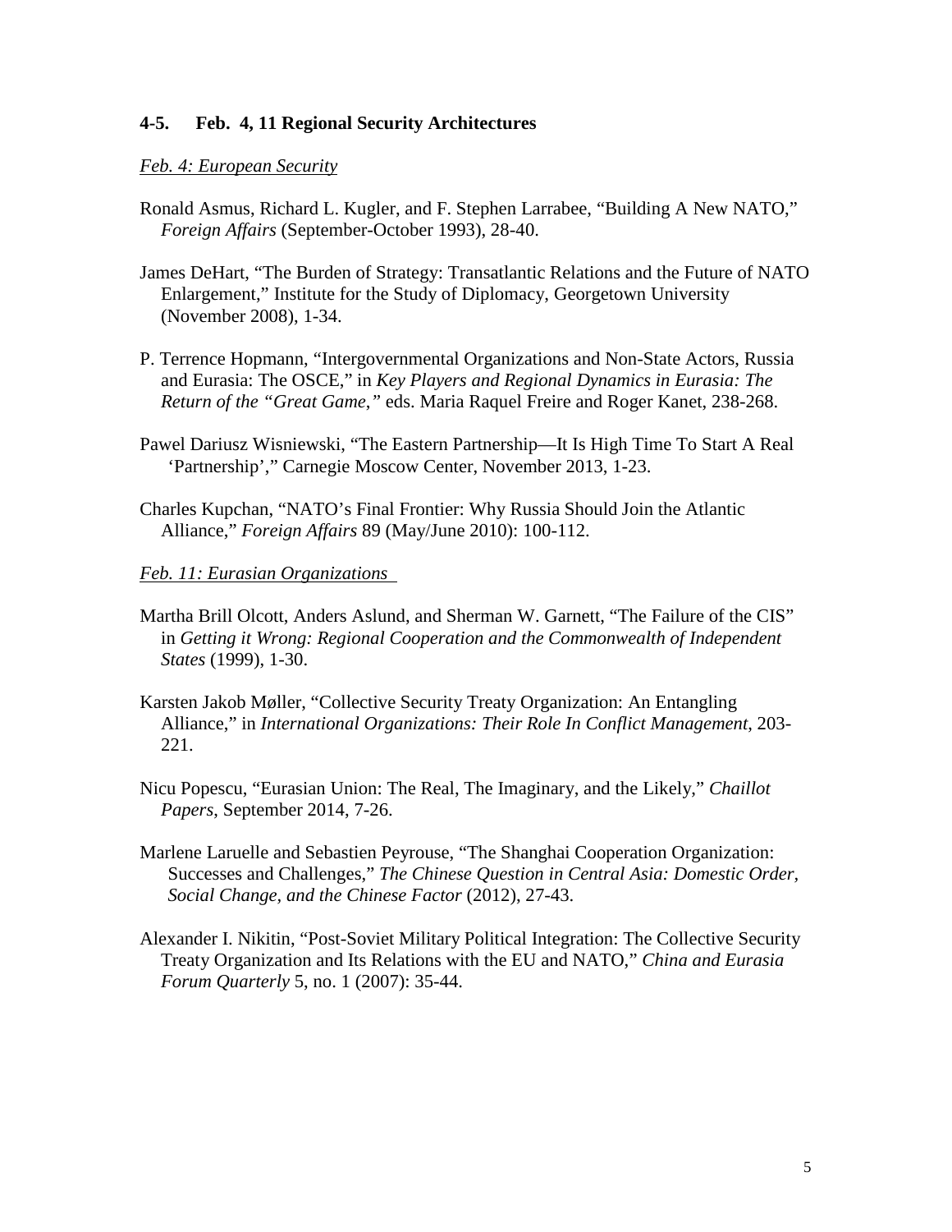### 4-5. Feb. 4, 11 Regional Security Architectures

*Feb. 4: European Security*

Ronald Asmus, Richard L. Kugler, and F. Stephen Larrabee, "Building A New NATO," *Foreign Affairs* (September-October 1993), 28-40.

James DeHart, "The Burden of Strategy: Transatlantic Relations and the Future of NATO Enlargement," Institute for the Study of Diplomacy, Georgetown University (November 2008), 1-34.

P. Terrence Hopmann, "Intergovernmental Organizations and Non-State Actors, Russia and Eurasia: The OSCE," in *Key Players and Regional Dynamics in Eurasia: The Return of the "Great Game,"* eds. Maria Raquel Freire and Roger Kanet, 238-268.

Pawel Dariusz Wisniewski, "The Eastern Partnership—It Is High Time To Start A Real 'Partnership'," Carnegie Moscow Center, November 2013, 1-23.

Charles Kupchan, "NATO's Final Frontier: Why Russia Should Join the Atlantic Alliance," *Foreign Affairs* 89 (May/June 2010): 100-112.

*Feb. 11: Eurasian Organizations*

Martha Brill Olcott, Anders Aslund, and Sherman W. Garnett, "The Failure of the CIS" in *Getting it Wrong: Regional Cooperation and the Commonwealth of Independent States* (1999), 1-30.

Karsten Jakob Møller, "Collective Security Treaty Organization: An Entangling Alliance," in *International Organizations: Their Role In Conflict Management*, 203-221.

Nicu Popescu, "Eurasian Union: The Real, The Imaginary, and the Likely," *Chaillot Papers*, September 2014, 7-26.

Marlene Laruelle and Sebastien Peyrouse, "The Shanghai Cooperation Organization: Successes and Challenges," *The Chinese Question in Central Asia: Domestic Order, Social Change, and the Chinese Factor* (2012), 27-43.

Alexander I. Nikitin, "Post-Soviet Military Political Integration: The Collective Security Treaty Organization and Its Relations with the EU and NATO," *China and Eurasia Forum Quarterly* 5, no. 1 (2007): 35-44.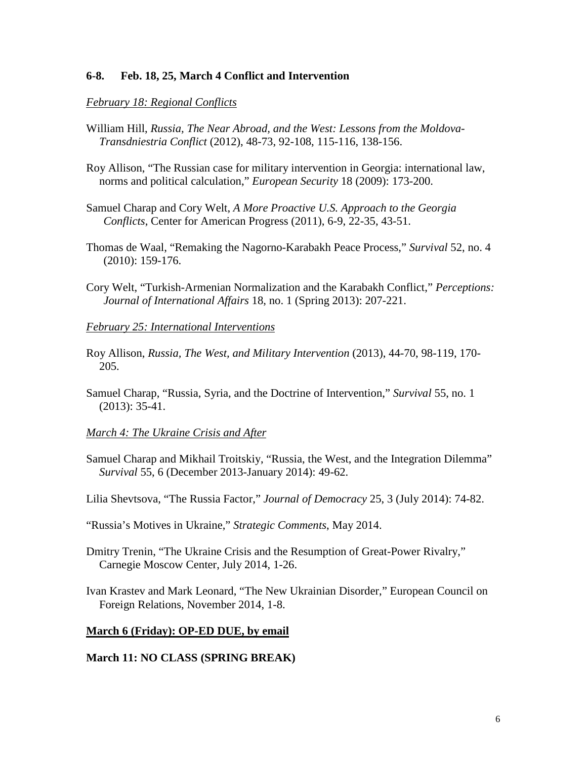**6-8. Feb. 18, 25, March 4 Conflict and Intervention**

*February 18: Regional Conflicts*

William Hill, *Russia, The Near Abroad, and the West: Lessons from the Moldova-Transdniestria Conflict* (2012), 48-73, 92-108, 115-116, 138-156.

Roy Allison, "The Russian case for military intervention in Georgia: international law, norms and political calculation," *European Security* 18 (2009): 173-200.

Samuel Charap and Cory Welt, *A More Proactive U.S. Approach to the Georgia Conflicts*, Center for American Progress (2011), 6-9, 22-35, 43-51.

Thomas de Waal, "Remaking the Nagorno-Karabakh Peace Process," *Survival* 52, no. 4 (2010): 159-176.

Cory Welt, "Turkish-Armenian Normalization and the Karabakh Conflict," *Perceptions: Journal of International Affairs* 18, no. 1 (Spring 2013): 207-221.

*February 25: International Interventions*

Roy Allison, *Russia, The West, and Military Intervention* (2013), 44-70, 98-119, 170-205.

Samuel Charap, "Russia, Syria, and the Doctrine of Intervention," *Survival* 55, no. 1 (2013): 35-41.

*March 4: The Ukraine Crisis and After*

Samuel Charap and Mikhail Troitskiy, "Russia, the West, and the Integration Dilemma" *Survival* 55, 6 (December 2013-January 2014): 49-62.

Lilia Shevtsova, "The Russia Factor," *Journal of Democracy* 25, 3 (July 2014): 74-82.

"Russia's Motives in Ukraine," *Strategic Comments*, May 2014.

Dmitry Trenin, "The Ukraine Crisis and the Resumption of Great-Power Rivalry," Carnegie Moscow Center, July 2014, 1-26.

Ivan Krastev and Mark Leonard, "The New Ukrainian Disorder," European Council on Foreign Relations, November 2014, 1-8.

**March 6 (Friday): OP-ED DUE, by email**

**March 11: NO CLASS (SPRING BREAK)**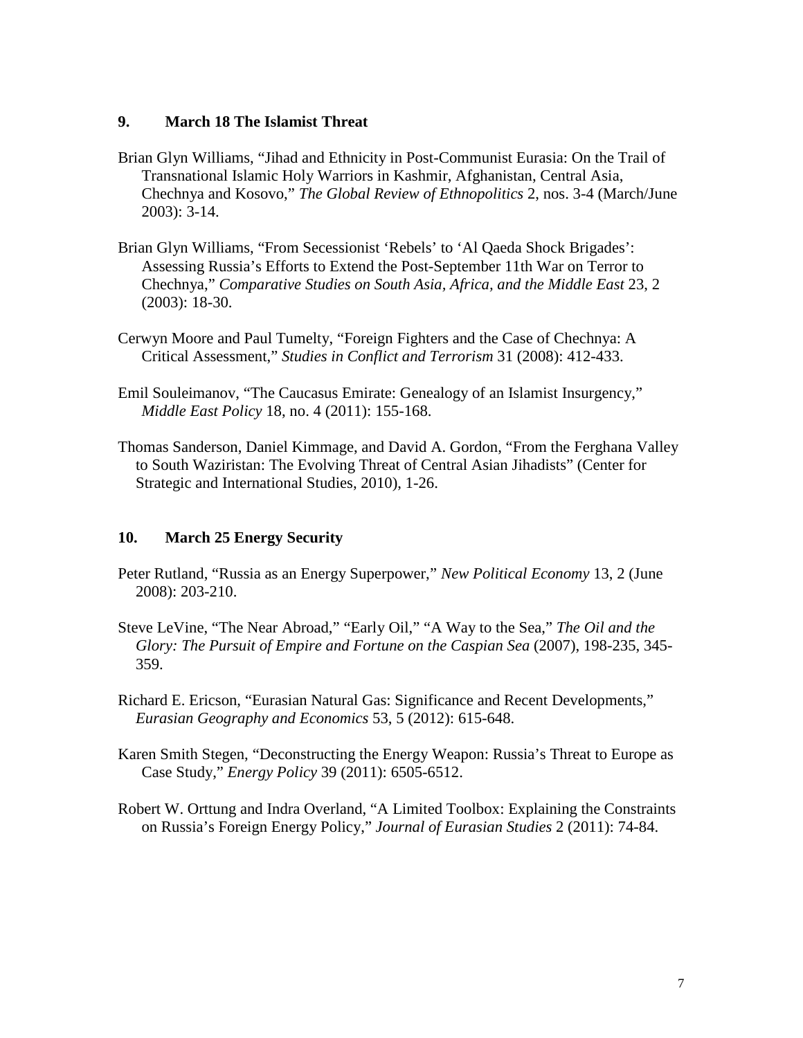### 9. March 18 The Islamist Threat

Brian Glyn Williams, "Jihad and Ethnicity in Post-Communist Eurasia: On the Trail of Transnational Islamic Holy Warriors in Kashmir, Afghanistan, Central Asia, Chechnya and Kosovo," *The Global Review of Ethnopolitics* 2, nos. 3-4 (March/June 2003): 3-14.

Brian Glyn Williams, "From Secessionist 'Rebels' to 'Al Qaeda Shock Brigades': Assessing Russia's Efforts to Extend the Post-September 11th War on Terror to Chechnya," *Comparative Studies on South Asia, Africa, and the Middle East* 23, 2 (2003): 18-30.

Cerwyn Moore and Paul Tumelty, "Foreign Fighters and the Case of Chechnya: A Critical Assessment," *Studies in Conflict and Terrorism* 31 (2008): 412-433.

Emil Souleimanov, "The Caucasus Emirate: Genealogy of an Islamist Insurgency," *Middle East Policy* 18, no. 4 (2011): 155-168.

Thomas Sanderson, Daniel Kimmage, and David A. Gordon, "From the Ferghana Valley to South Waziristan: The Evolving Threat of Central Asian Jihadists" (Center for Strategic and International Studies, 2010), 1-26.

### 10. March 25 Energy Security

Peter Rutland, "Russia as an Energy Superpower," *New Political Economy* 13, 2 (June 2008): 203-210.

Steve LeVine, "The Near Abroad," "Early Oil," "A Way to the Sea," *The Oil and the Glory: The Pursuit of Empire and Fortune on the Caspian Sea* (2007), 198-235, 345-359.

Richard E. Ericson, "Eurasian Natural Gas: Significance and Recent Developments," *Eurasian Geography and Economics* 53, 5 (2012): 615-648.

Karen Smith Stegen, "Deconstructing the Energy Weapon: Russia's Threat to Europe as Case Study," *Energy Policy* 39 (2011): 6505-6512.

Robert W. Orttung and Indra Overland, "A Limited Toolbox: Explaining the Constraints on Russia's Foreign Energy Policy," *Journal of Eurasian Studies* 2 (2011): 74-84.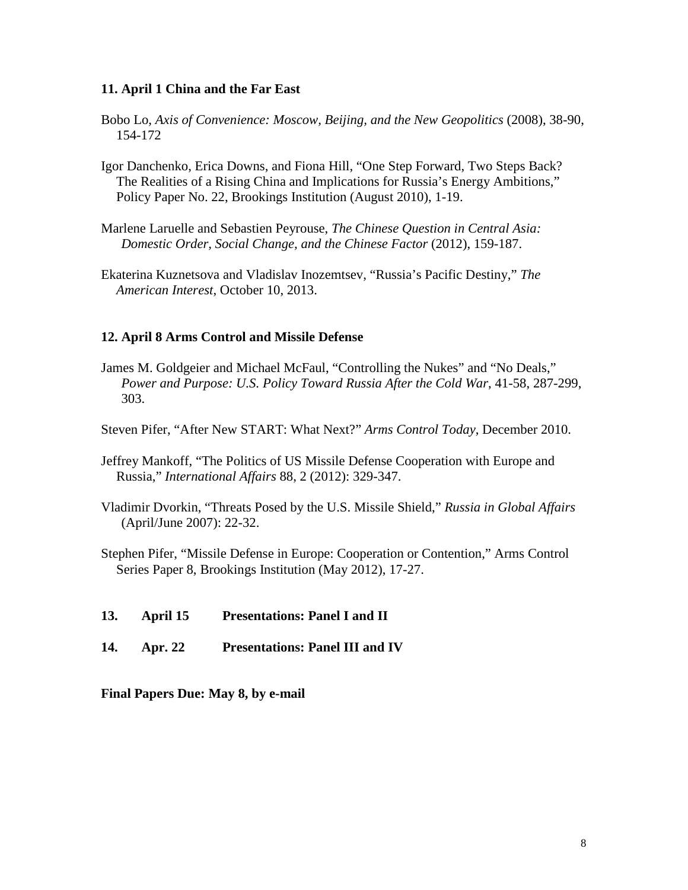**11. April 1 China and the Far East**

Bobo Lo, *Axis of Convenience: Moscow, Beijing, and the New Geopolitics* (2008), 38-90, 154-172

Igor Danchenko, Erica Downs, and Fiona Hill, "One Step Forward, Two Steps Back? The Realities of a Rising China and Implications for Russia's Energy Ambitions," Policy Paper No. 22, Brookings Institution (August 2010), 1-19.

Marlene Laruelle and Sebastien Peyrouse, *The Chinese Question in Central Asia: Domestic Order, Social Change, and the Chinese Factor* (2012), 159-187.

Ekaterina Kuznetsova and Vladislav Inozemtsev, "Russia's Pacific Destiny," *The American Interest*, October 10, 2013.

**12. April 8 Arms Control and Missile Defense**

James M. Goldgeier and Michael McFaul, "Controlling the Nukes" and "No Deals," *Power and Purpose: U.S. Policy Toward Russia After the Cold War*, 41-58, 287-299, 303.

Steven Pifer, "After New START: What Next?" *Arms Control Today*, December 2010.

Jeffrey Mankoff, "The Politics of US Missile Defense Cooperation with Europe and Russia," *International Affairs* 88, 2 (2012): 329-347.

Vladimir Dvorkin, "Threats Posed by the U.S. Missile Shield," *Russia in Global Affairs* (April/June 2007): 22-32.

Stephen Pifer, "Missile Defense in Europe: Cooperation or Contention," Arms Control Series Paper 8, Brookings Institution (May 2012), 17-27.

**13. April 15 Presentations: Panel I and II**

**14. Apr. 22 Presentations: Panel III and IV**

**Final Papers Due: May 8, by e-mail**